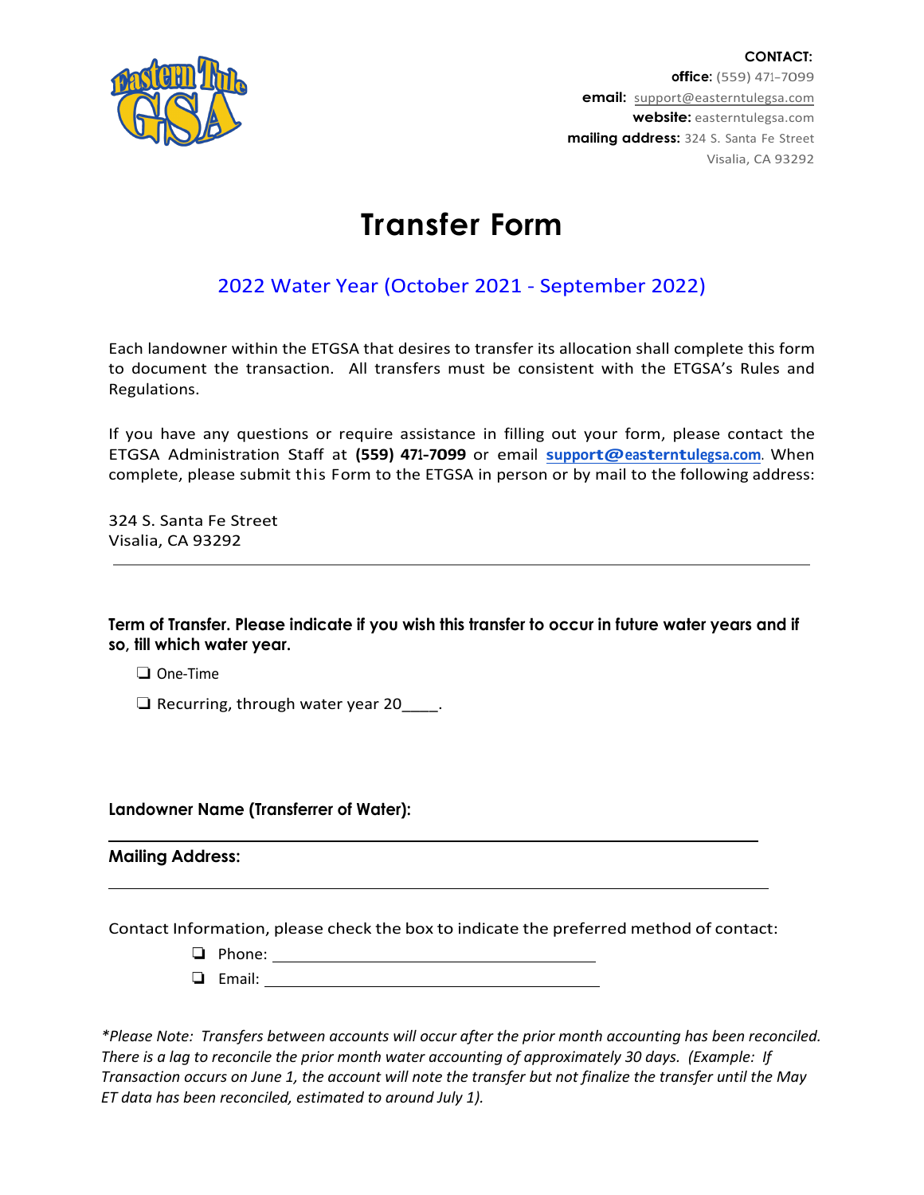**CONTACT:**
**office:** (559) 471-7099
**email:** support@easterntulegsa.com
**website:** easterntulegsa.com
**mailing address:** 324 S. Santa Fe Street
Visalia, CA 93292

# Transfer Form

## 2022 Water Year (October 2021 - September 2022)

Each landowner within the ETGSA that desires to transfer its allocation shall complete this form to document the transaction. All transfers must be consistent with the ETGSA's Rules and Regulations.

If you have any questions or require assistance in filling out your form, please contact the ETGSA Administration Staff at **(559) 471-7099** or email **support@easterntulegsa.com**. When complete, please submit this Form to the ETGSA in person or by mail to the following address:

324 S. Santa Fe Street
Visalia, CA 93292

---

**Term of Transfer. Please indicate if you wish this transfer to occur in future water years and if so, till which water year.**

- ❏ One-Time
- ❏ Recurring, through water year 20____.

**Landowner Name (Transferrer of Water):**

______________________________________________

**Mailing Address:**

______________________________________________

Contact Information, please check the box to indicate the preferred method of contact:

- ❏ Phone: ______________________________
- ❏ Email: ______________________________

*\*Please Note: Transfers between accounts will occur after the prior month accounting has been reconciled. There is a lag to reconcile the prior month water accounting of approximately 30 days. (Example: If Transaction occurs on June 1, the account will note the transfer but not finalize the transfer until the May ET data has been reconciled, estimated to around July 1).*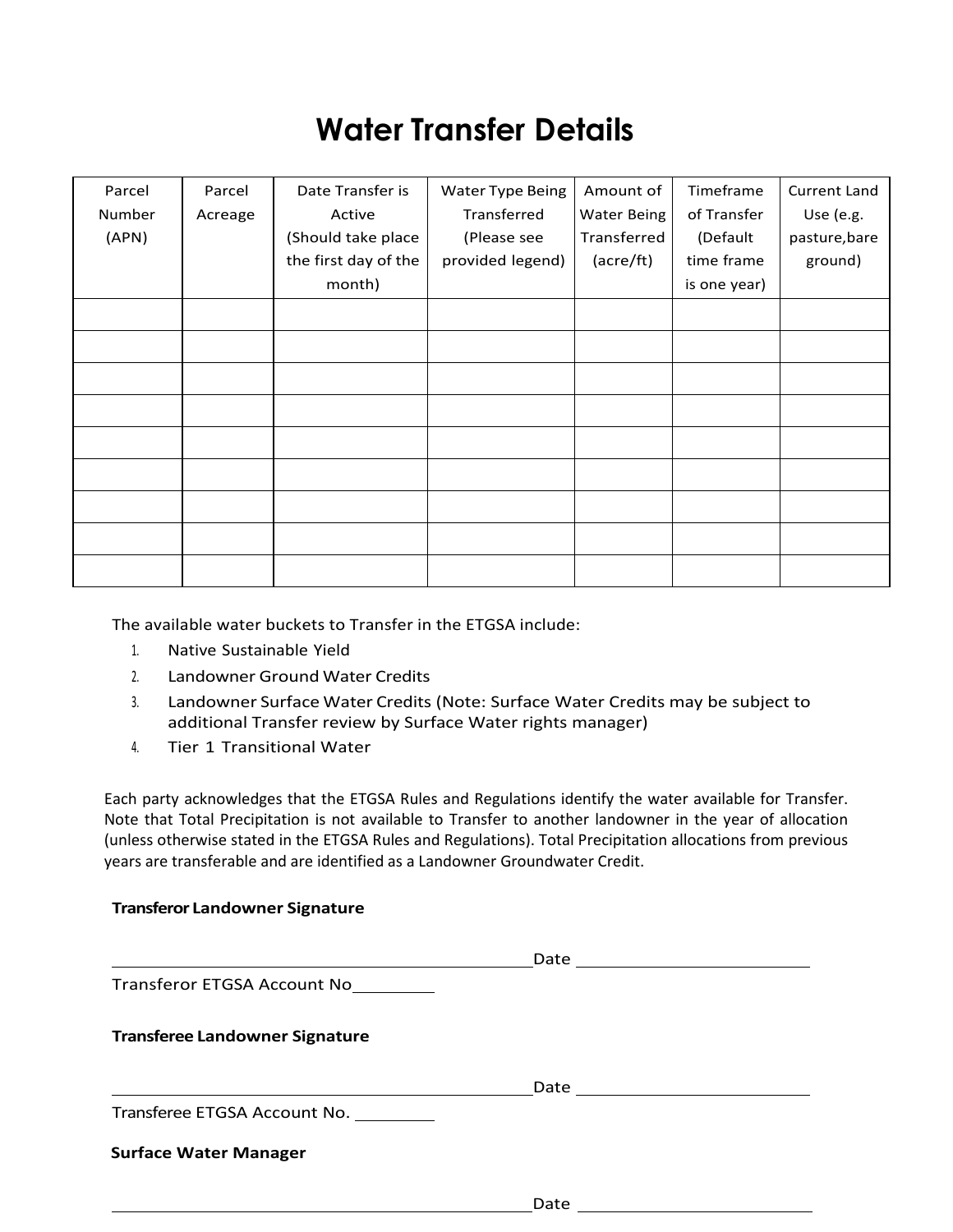# Water Transfer Details

| Parcel Number (APN) | Parcel Acreage | Date Transfer is Active (Should take place the first day of the month) | Water Type Being Transferred (Please see provided legend) | Amount of Water Being Transferred (acre/ft) | Timeframe of Transfer (Default time frame is one year) | Current Land Use (e.g. pasture,bare ground) |
|---|---|---|---|---|---|---|
| | | | | | | |
| | | | | | | |
| | | | | | | |
| | | | | | | |
| | | | | | | |
| | | | | | | |
| | | | | | | |
| | | | | | | |
| | | | | | | |

The available water buckets to Transfer in the ETGSA include:

1. Native Sustainable Yield
2. Landowner Ground Water Credits
3. Landowner Surface Water Credits (Note: Surface Water Credits may be subject to additional Transfer review by Surface Water rights manager)
4. Tier 1 Transitional Water

Each party acknowledges that the ETGSA Rules and Regulations identify the water available for Transfer. Note that Total Precipitation is not available to Transfer to another landowner in the year of allocation (unless otherwise stated in the ETGSA Rules and Regulations). Total Precipitation allocations from previous years are transferable and are identified as a Landowner Groundwater Credit.

**Transferor Landowner Signature**

______________________________ Date ________________

Transferor ETGSA Account No________

**Transferee Landowner Signature**

______________________________ Date ________________

Transferee ETGSA Account No. ________

**Surface Water Manager**

______________________________ Date ________________